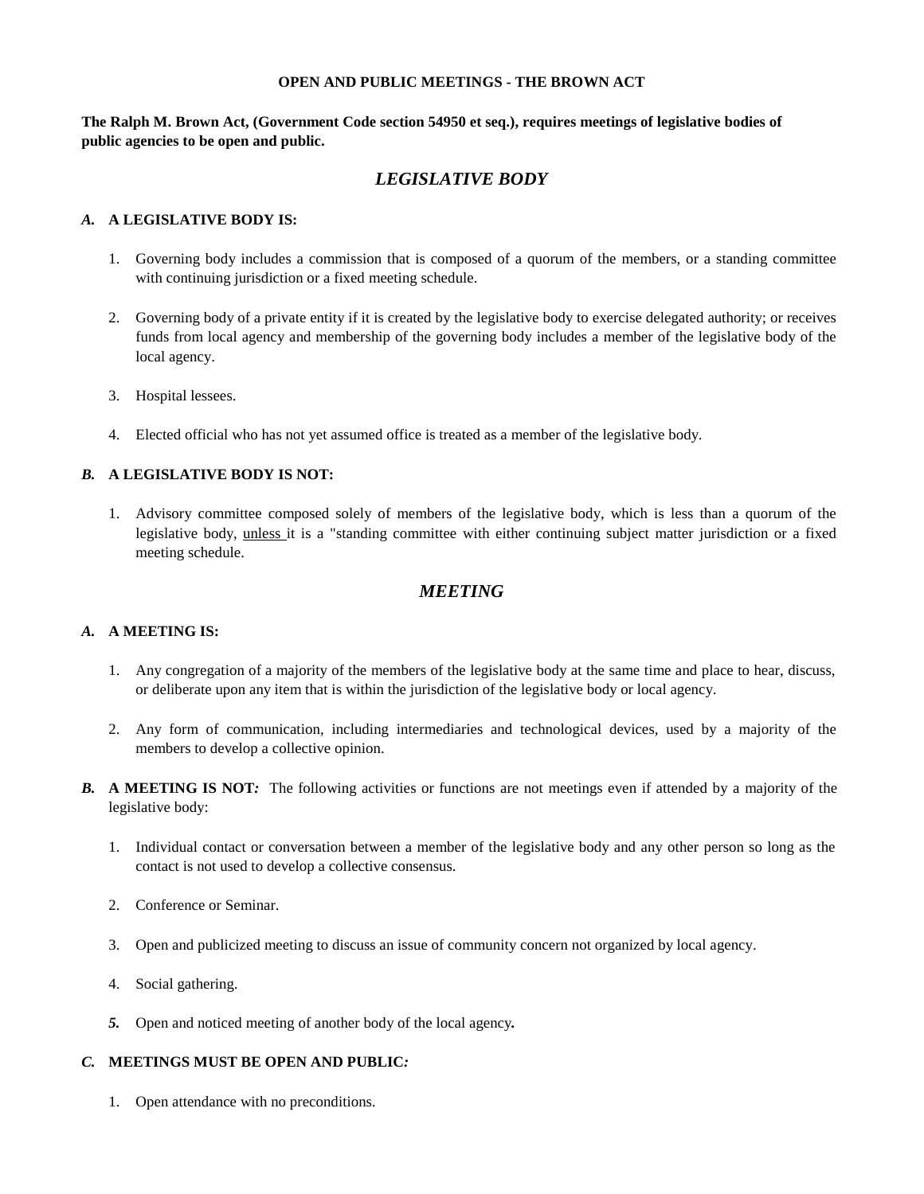**OPEN AND PUBLIC MEETINGS - THE BROWN ACT**

**The Ralph M. Brown Act, (Government Code section 54950 et seq.), requires meetings of legislative bodies of public agencies to be open and public.**

## *LEGISLATIVE BODY*

### *A.* A LEGISLATIVE BODY IS:

1. Governing body includes a commission that is composed of a quorum of the members, or a standing committee with continuing jurisdiction or a fixed meeting schedule.

2. Governing body of a private entity if it is created by the legislative body to exercise delegated authority; or receives funds from local agency and membership of the governing body includes a member of the legislative body of the local agency.

3. Hospital lessees.

4. Elected official who has not yet assumed office is treated as a member of the legislative body.

### *B.* A LEGISLATIVE BODY IS NOT:

1. Advisory committee composed solely of members of the legislative body, which is less than a quorum of the legislative body, <u>unless</u> it is a "standing committee with either continuing subject matter jurisdiction or a fixed meeting schedule.

## *MEETING*

### *A.* A MEETING IS:

1. Any congregation of a majority of the members of the legislative body at the same time and place to hear, discuss, or deliberate upon any item that is within the jurisdiction of the legislative body or local agency.

2. Any form of communication, including intermediaries and technological devices, used by a majority of the members to develop a collective opinion.

### *B.* A MEETING IS NOT*:* The following activities or functions are not meetings even if attended by a majority of the legislative body:

1. Individual contact or conversation between a member of the legislative body and any other person so long as the contact is not used to develop a collective consensus.

2. Conference or Seminar.

3. Open and publicized meeting to discuss an issue of community concern not organized by local agency.

4. Social gathering.

5. Open and noticed meeting of another body of the local agency**.**

### *C.* MEETINGS MUST BE OPEN AND PUBLIC*:*

1. Open attendance with no preconditions.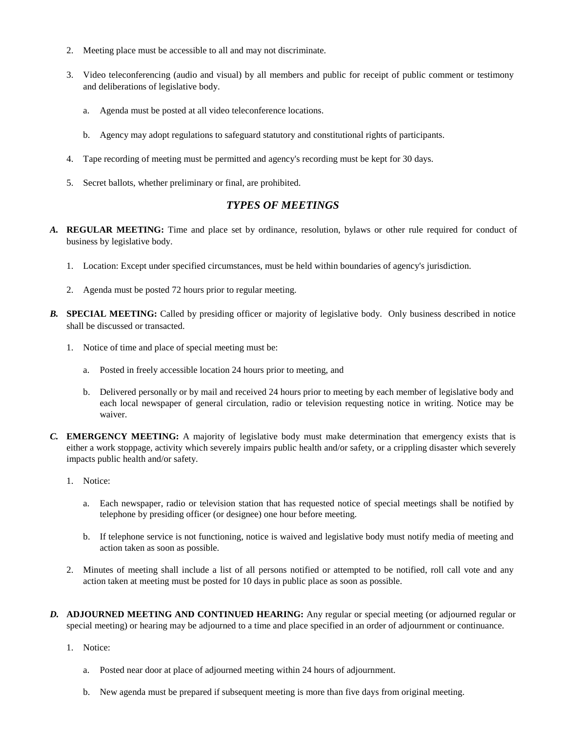2. Meeting place must be accessible to all and may not discriminate.

3. Video teleconferencing (audio and visual) by all members and public for receipt of public comment or testimony and deliberations of legislative body.

   a. Agenda must be posted at all video teleconference locations.

   b. Agency may adopt regulations to safeguard statutory and constitutional rights of participants.

4. Tape recording of meeting must be permitted and agency's recording must be kept for 30 days.

5. Secret ballots, whether preliminary or final, are prohibited.

## *TYPES OF MEETINGS*

***A.*** **REGULAR MEETING:** Time and place set by ordinance, resolution, bylaws or other rule required for conduct of business by legislative body.

1. Location: Except under specified circumstances, must be held within boundaries of agency's jurisdiction.

2. Agenda must be posted 72 hours prior to regular meeting.

***B.*** **SPECIAL MEETING:** Called by presiding officer or majority of legislative body. Only business described in notice shall be discussed or transacted.

1. Notice of time and place of special meeting must be:

   a. Posted in freely accessible location 24 hours prior to meeting, and

   b. Delivered personally or by mail and received 24 hours prior to meeting by each member of legislative body and each local newspaper of general circulation, radio or television requesting notice in writing. Notice may be waiver.

***C.*** **EMERGENCY MEETING:** A majority of legislative body must make determination that emergency exists that is either a work stoppage, activity which severely impairs public health and/or safety, or a crippling disaster which severely impacts public health and/or safety.

1. Notice:

   a. Each newspaper, radio or television station that has requested notice of special meetings shall be notified by telephone by presiding officer (or designee) one hour before meeting.

   b. If telephone service is not functioning, notice is waived and legislative body must notify media of meeting and action taken as soon as possible.

2. Minutes of meeting shall include a list of all persons notified or attempted to be notified, roll call vote and any action taken at meeting must be posted for 10 days in public place as soon as possible.

***D.*** **ADJOURNED MEETING AND CONTINUED HEARING:** Any regular or special meeting (or adjourned regular or special meeting) or hearing may be adjourned to a time and place specified in an order of adjournment or continuance.

1. Notice:

   a. Posted near door at place of adjourned meeting within 24 hours of adjournment.

   b. New agenda must be prepared if subsequent meeting is more than five days from original meeting.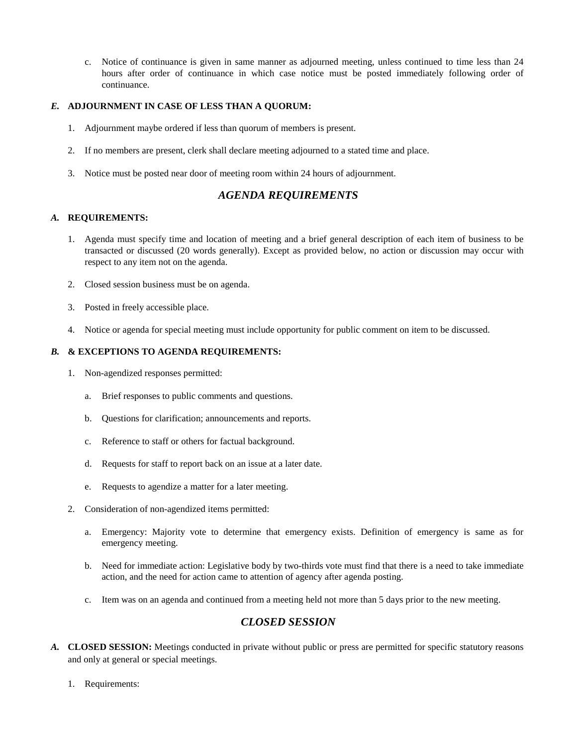c. Notice of continuance is given in same manner as adjourned meeting, unless continued to time less than 24 hours after order of continuance in which case notice must be posted immediately following order of continuance.

***E.*** **ADJOURNMENT IN CASE OF LESS THAN A QUORUM:**

1. Adjournment maybe ordered if less than quorum of members is present.

2. If no members are present, clerk shall declare meeting adjourned to a stated time and place.

3. Notice must be posted near door of meeting room within 24 hours of adjournment.

## *AGENDA REQUIREMENTS*

***A.*** **REQUIREMENTS:**

1. Agenda must specify time and location of meeting and a brief general description of each item of business to be transacted or discussed (20 words generally). Except as provided below, no action or discussion may occur with respect to any item not on the agenda.

2. Closed session business must be on agenda.

3. Posted in freely accessible place.

4. Notice or agenda for special meeting must include opportunity for public comment on item to be discussed.

***B.*** **& EXCEPTIONS TO AGENDA REQUIREMENTS:**

1. Non-agendized responses permitted:

   a. Brief responses to public comments and questions.

   b. Questions for clarification; announcements and reports.

   c. Reference to staff or others for factual background.

   d. Requests for staff to report back on an issue at a later date.

   e. Requests to agendize a matter for a later meeting.

2. Consideration of non-agendized items permitted:

   a. Emergency: Majority vote to determine that emergency exists. Definition of emergency is same as for emergency meeting.

   b. Need for immediate action: Legislative body by two-thirds vote must find that there is a need to take immediate action, and the need for action came to attention of agency after agenda posting.

   c. Item was on an agenda and continued from a meeting held not more than 5 days prior to the new meeting.

## *CLOSED SESSION*

***A.*** **CLOSED SESSION:** Meetings conducted in private without public or press are permitted for specific statutory reasons and only at general or special meetings.

1. Requirements: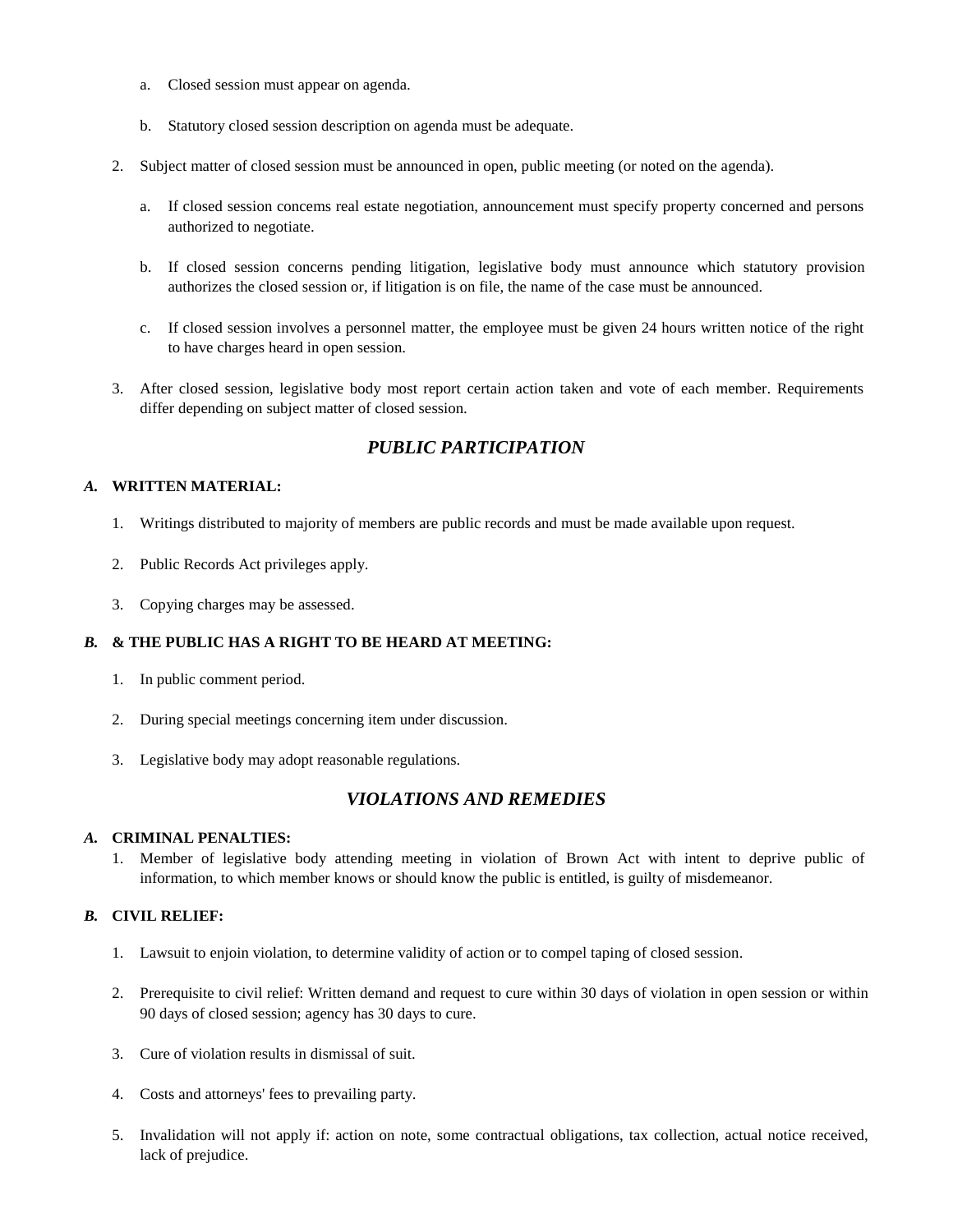a. Closed session must appear on agenda.

   b. Statutory closed session description on agenda must be adequate.

2. Subject matter of closed session must be announced in open, public meeting (or noted on the agenda).

   a. If closed session concems real estate negotiation, announcement must specify property concerned and persons authorized to negotiate.

   b. If closed session concerns pending litigation, legislative body must announce which statutory provision authorizes the closed session or, if litigation is on file, the name of the case must be announced.

   c. If closed session involves a personnel matter, the employee must be given 24 hours written notice of the right to have charges heard in open session.

3. After closed session, legislative body most report certain action taken and vote of each member. Requirements differ depending on subject matter of closed session.

## *PUBLIC PARTICIPATION*

***A.*** **WRITTEN MATERIAL:**

1. Writings distributed to majority of members are public records and must be made available upon request.

2. Public Records Act privileges apply.

3. Copying charges may be assessed.

***B.*** **& THE PUBLIC HAS A RIGHT TO BE HEARD AT MEETING:**

1. In public comment period.

2. During special meetings concerning item under discussion.

3. Legislative body may adopt reasonable regulations.

## *VIOLATIONS AND REMEDIES*

***A.*** **CRIMINAL PENALTIES:**

1. Member of legislative body attending meeting in violation of Brown Act with intent to deprive public of information, to which member knows or should know the public is entitled, is guilty of misdemeanor.

***B.*** **CIVIL RELIEF:**

1. Lawsuit to enjoin violation, to determine validity of action or to compel taping of closed session.

2. Prerequisite to civil relief: Written demand and request to cure within 30 days of violation in open session or within 90 days of closed session; agency has 30 days to cure.

3. Cure of violation results in dismissal of suit.

4. Costs and attorneys' fees to prevailing party.

5. Invalidation will not apply if: action on note, some contractual obligations, tax collection, actual notice received, lack of prejudice.